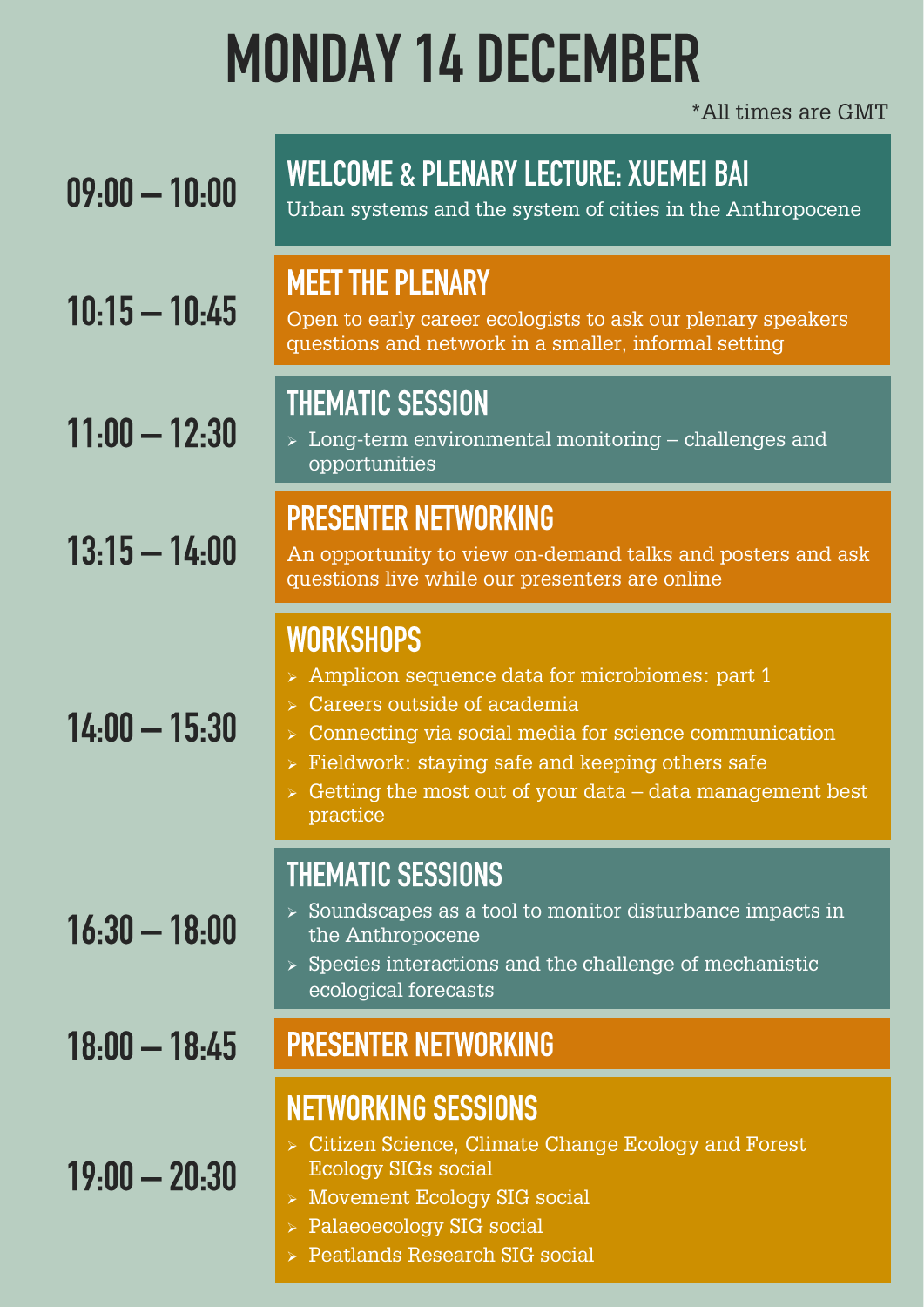# MONDAY 14 DECEMBER

*All times are GMT

## 09:00 – 10:00

### WELCOME & PLENARY LECTURE: XUEMEI BAI

Urban systems and the system of cities in the Anthropocene

## 10:15 – 10:45

### MEET THE PLENARY

Open to early career ecologists to ask our plenary speakers questions and network in a smaller, informal setting

## 11:00 – 12:30

### THEMATIC SESSION

- Long-term environmental monitoring – challenges and opportunities

## 13:15 – 14:00

### PRESENTER NETWORKING

An opportunity to view on-demand talks and posters and ask questions live while our presenters are online

## 14:00 – 15:30

### WORKSHOPS

- Amplicon sequence data for microbiomes: part 1
- Careers outside of academia
- Connecting via social media for science communication
- Fieldwork: staying safe and keeping others safe
- Getting the most out of your data – data management best practice

## 16:30 – 18:00

### THEMATIC SESSIONS

- Soundscapes as a tool to monitor disturbance impacts in the Anthropocene
- Species interactions and the challenge of mechanistic ecological forecasts

## 18:00 – 18:45

### PRESENTER NETWORKING

## 19:00 – 20:30

### NETWORKING SESSIONS

- Citizen Science, Climate Change Ecology and Forest Ecology SIGs social
- Movement Ecology SIG social
- Palaeoecology SIG social
- Peatlands Research SIG social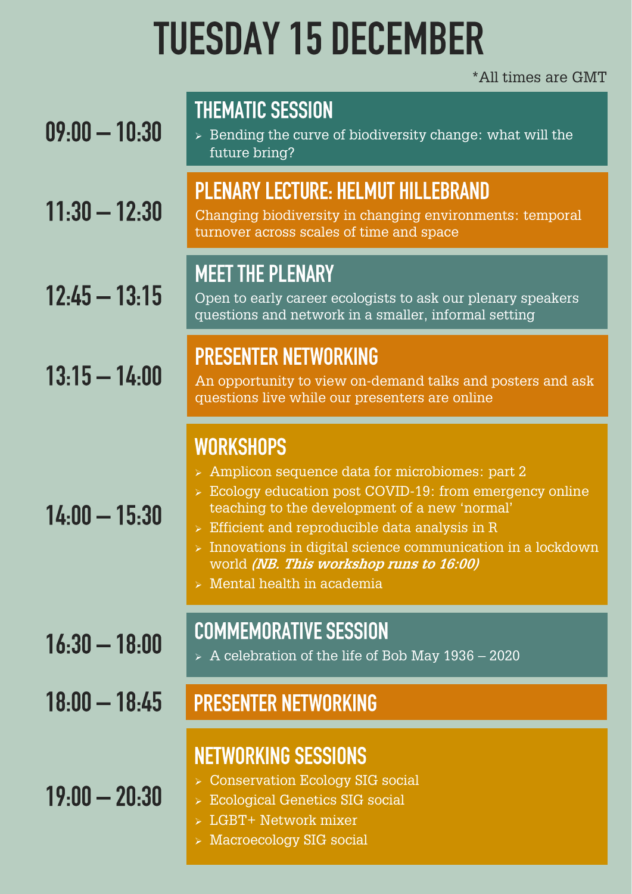# TUESDAY 15 DECEMBER

*All times are GMT

## 09:00 – 10:30

### THEMATIC SESSION

- Bending the curve of biodiversity change: what will the future bring?

## 11:30 – 12:30

### PLENARY LECTURE: HELMUT HILLEBRAND

Changing biodiversity in changing environments: temporal turnover across scales of time and space

## 12:45 – 13:15

### MEET THE PLENARY

Open to early career ecologists to ask our plenary speakers questions and network in a smaller, informal setting

## 13:15 – 14:00

### PRESENTER NETWORKING

An opportunity to view on-demand talks and posters and ask questions live while our presenters are online

## 14:00 – 15:30

### WORKSHOPS

- Amplicon sequence data for microbiomes: part 2
- Ecology education post COVID-19: from emergency online teaching to the development of a new 'normal'
- Efficient and reproducible data analysis in R
- Innovations in digital science communication in a lockdown world ***(NB. This workshop runs to 16:00)***
- Mental health in academia

## 16:30 – 18:00

### COMMEMORATIVE SESSION

- A celebration of the life of Bob May 1936 – 2020

## 18:00 – 18:45

### PRESENTER NETWORKING

## 19:00 – 20:30

### NETWORKING SESSIONS

- Conservation Ecology SIG social
- Ecological Genetics SIG social
- LGBT+ Network mixer
- Macroecology SIG social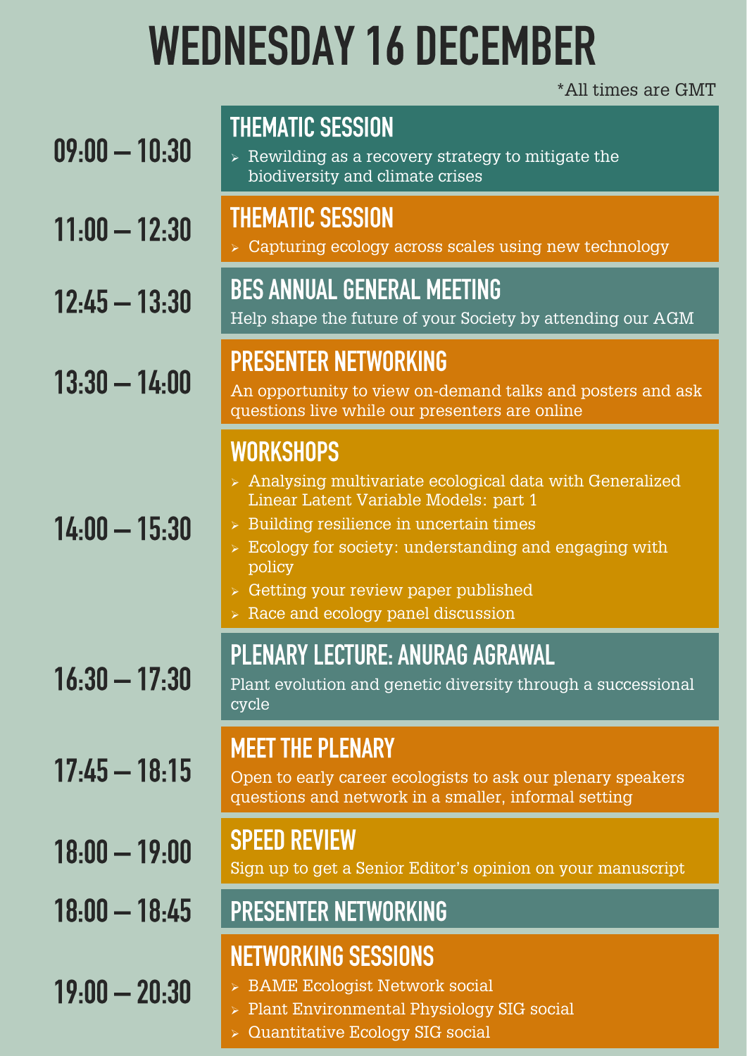# WEDNESDAY 16 DECEMBER

*All times are GMT

## 09:00 – 10:30

### THEMATIC SESSION

- Rewilding as a recovery strategy to mitigate the biodiversity and climate crises

## 11:00 – 12:30

### THEMATIC SESSION

- Capturing ecology across scales using new technology

## 12:45 – 13:30

### BES ANNUAL GENERAL MEETING

Help shape the future of your Society by attending our AGM

## 13:30 – 14:00

### PRESENTER NETWORKING

An opportunity to view on-demand talks and posters and ask questions live while our presenters are online

## 14:00 – 15:30

### WORKSHOPS

- Analysing multivariate ecological data with Generalized Linear Latent Variable Models: part 1
- Building resilience in uncertain times
- Ecology for society: understanding and engaging with policy
- Getting your review paper published
- Race and ecology panel discussion

## 16:30 – 17:30

### PLENARY LECTURE: ANURAG AGRAWAL

Plant evolution and genetic diversity through a successional cycle

## 17:45 – 18:15

### MEET THE PLENARY

Open to early career ecologists to ask our plenary speakers questions and network in a smaller, informal setting

## 18:00 – 19:00

### SPEED REVIEW

Sign up to get a Senior Editor's opinion on your manuscript

## 18:00 – 18:45

### PRESENTER NETWORKING

## 19:00 – 20:30

### NETWORKING SESSIONS

- BAME Ecologist Network social
- Plant Environmental Physiology SIG social
- Quantitative Ecology SIG social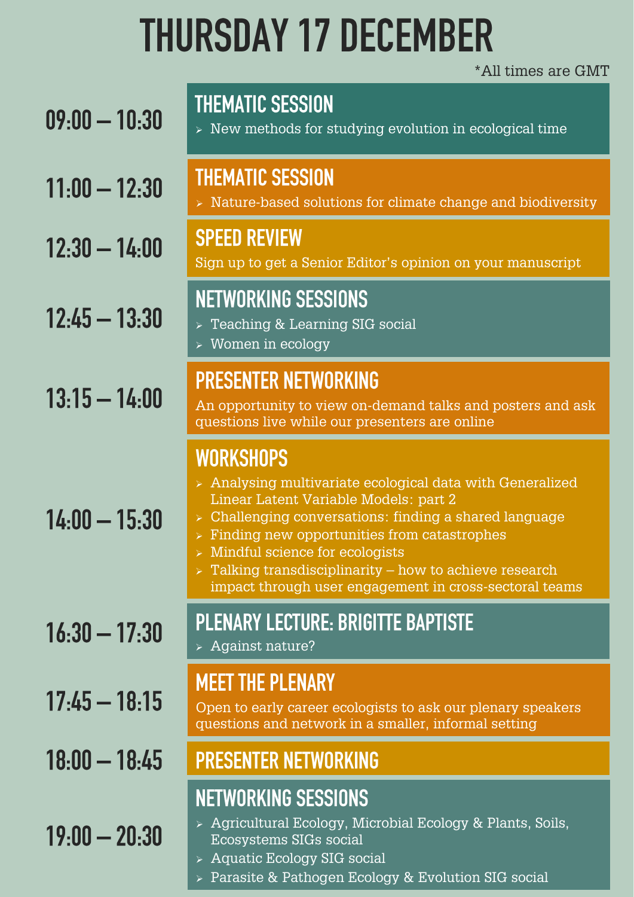# THURSDAY 17 DECEMBER

*All times are GMT

**09:00 – 10:30**

## THEMATIC SESSION

- New methods for studying evolution in ecological time

**11:00 – 12:30**

## THEMATIC SESSION

- Nature-based solutions for climate change and biodiversity

**12:30 – 14:00**

## SPEED REVIEW

Sign up to get a Senior Editor's opinion on your manuscript

**12:45 – 13:30**

## NETWORKING SESSIONS

- Teaching & Learning SIG social
- Women in ecology

**13:15 – 14:00**

## PRESENTER NETWORKING

An opportunity to view on-demand talks and posters and ask questions live while our presenters are online

**14:00 – 15:30**

## WORKSHOPS

- Analysing multivariate ecological data with Generalized Linear Latent Variable Models: part 2
- Challenging conversations: finding a shared language
- Finding new opportunities from catastrophes
- Mindful science for ecologists
- Talking transdisciplinarity – how to achieve research impact through user engagement in cross-sectoral teams

**16:30 – 17:30**

## PLENARY LECTURE: BRIGITTE BAPTISTE

- Against nature?

**17:45 – 18:15**

## MEET THE PLENARY

Open to early career ecologists to ask our plenary speakers questions and network in a smaller, informal setting

**18:00 – 18:45**

## PRESENTER NETWORKING

**19:00 – 20:30**

## NETWORKING SESSIONS

- Agricultural Ecology, Microbial Ecology & Plants, Soils, Ecosystems SIGs social
- Aquatic Ecology SIG social
- Parasite & Pathogen Ecology & Evolution SIG social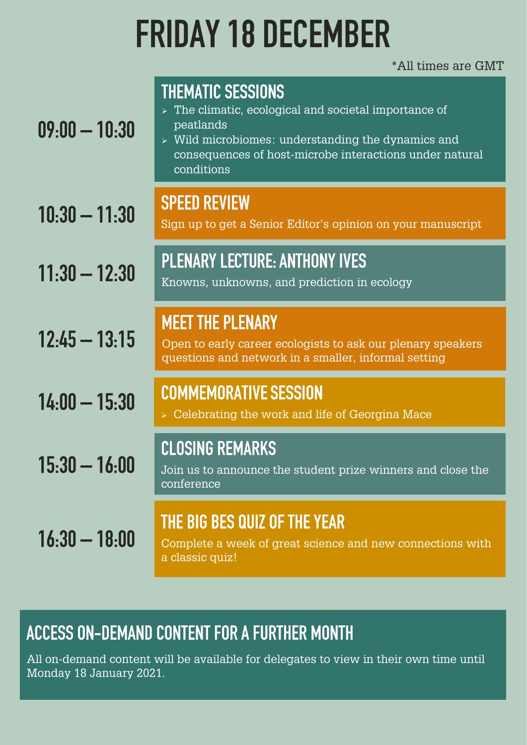# FRIDAY 18 DECEMBER

*All times are GMT

**09:00 – 10:30**

## THEMATIC SESSIONS

- The climatic, ecological and societal importance of peatlands
- Wild microbiomes: understanding the dynamics and consequences of host-microbe interactions under natural conditions

**10:30 – 11:30**

## SPEED REVIEW

Sign up to get a Senior Editor's opinion on your manuscript

**11:30 – 12:30**

## PLENARY LECTURE: ANTHONY IVES

Knowns, unknowns, and prediction in ecology

**12:45 – 13:15**

## MEET THE PLENARY

Open to early career ecologists to ask our plenary speakers questions and network in a smaller, informal setting

**14:00 – 15:30**

## COMMEMORATIVE SESSION

- Celebrating the work and life of Georgina Mace

**15:30 – 16:00**

## CLOSING REMARKS

Join us to announce the student prize winners and close the conference

**16:30 – 18:00**

## THE BIG BES QUIZ OF THE YEAR

Complete a week of great science and new connections with a classic quiz!

## ACCESS ON-DEMAND CONTENT FOR A FURTHER MONTH

All on-demand content will be available for delegates to view in their own time until Monday 18 January 2021.